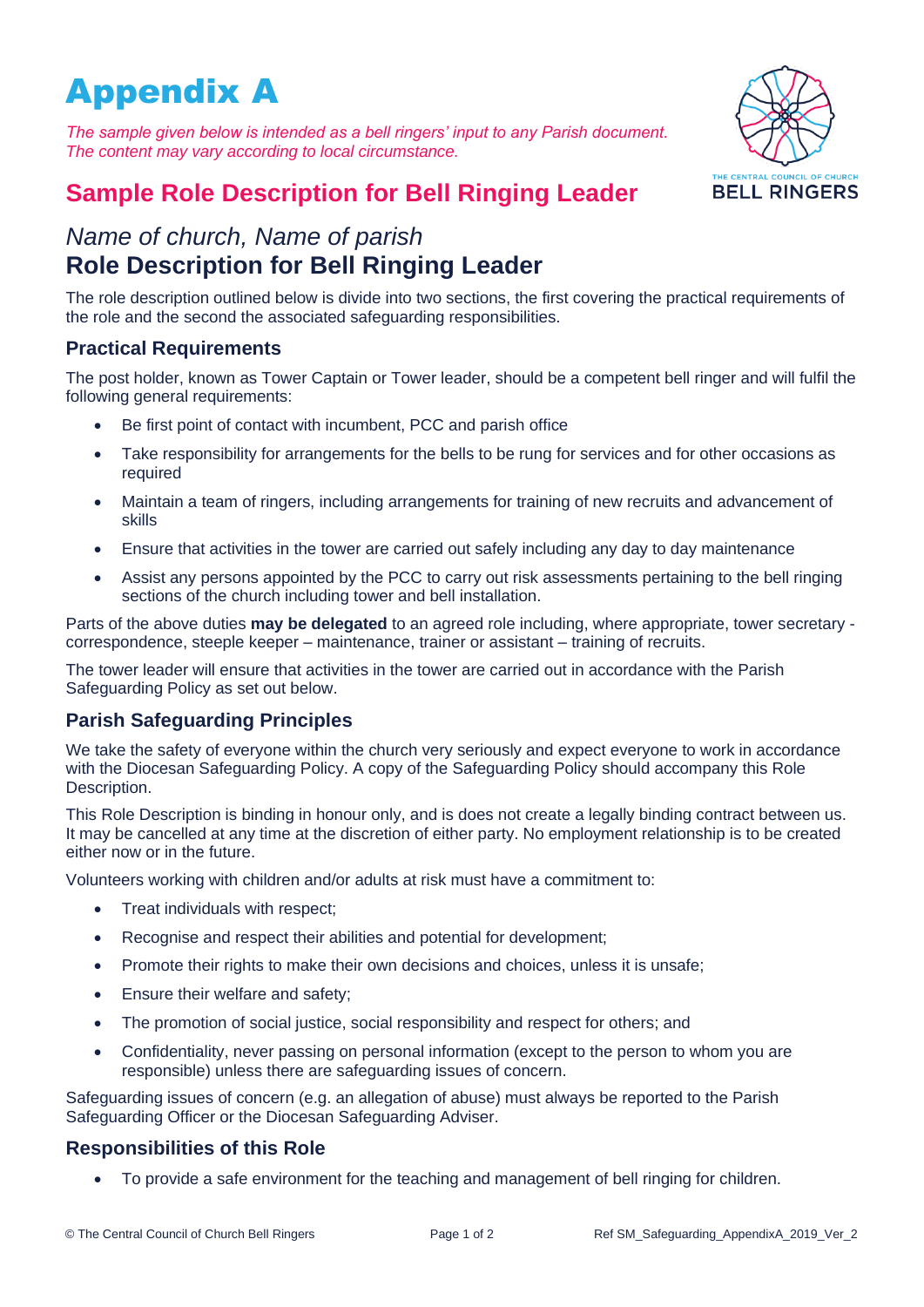# Appendix A

*The sample given below is intended as a bell ringers' input to any Parish document.*
*The content may vary according to local circumstance.*

THE CENTRAL COUNCIL OF CHURCH BELL RINGERS

## Sample Role Description for Bell Ringing Leader

*Name of church, Name of parish*

## Role Description for Bell Ringing Leader

The role description outlined below is divide into two sections, the first covering the practical requirements of the role and the second the associated safeguarding responsibilities.

### Practical Requirements

The post holder, known as Tower Captain or Tower leader, should be a competent bell ringer and will fulfil the following general requirements:

- Be first point of contact with incumbent, PCC and parish office
- Take responsibility for arrangements for the bells to be rung for services and for other occasions as required
- Maintain a team of ringers, including arrangements for training of new recruits and advancement of skills
- Ensure that activities in the tower are carried out safely including any day to day maintenance
- Assist any persons appointed by the PCC to carry out risk assessments pertaining to the bell ringing sections of the church including tower and bell installation.

Parts of the above duties **may be delegated** to an agreed role including, where appropriate, tower secretary - correspondence, steeple keeper – maintenance, trainer or assistant – training of recruits.

The tower leader will ensure that activities in the tower are carried out in accordance with the Parish Safeguarding Policy as set out below.

### Parish Safeguarding Principles

We take the safety of everyone within the church very seriously and expect everyone to work in accordance with the Diocesan Safeguarding Policy. A copy of the Safeguarding Policy should accompany this Role Description.

This Role Description is binding in honour only, and is does not create a legally binding contract between us. It may be cancelled at any time at the discretion of either party. No employment relationship is to be created either now or in the future.

Volunteers working with children and/or adults at risk must have a commitment to:

- Treat individuals with respect;
- Recognise and respect their abilities and potential for development;
- Promote their rights to make their own decisions and choices, unless it is unsafe;
- Ensure their welfare and safety;
- The promotion of social justice, social responsibility and respect for others; and
- Confidentiality, never passing on personal information (except to the person to whom you are responsible) unless there are safeguarding issues of concern.

Safeguarding issues of concern (e.g. an allegation of abuse) must always be reported to the Parish Safeguarding Officer or the Diocesan Safeguarding Adviser.

### Responsibilities of this Role

- To provide a safe environment for the teaching and management of bell ringing for children.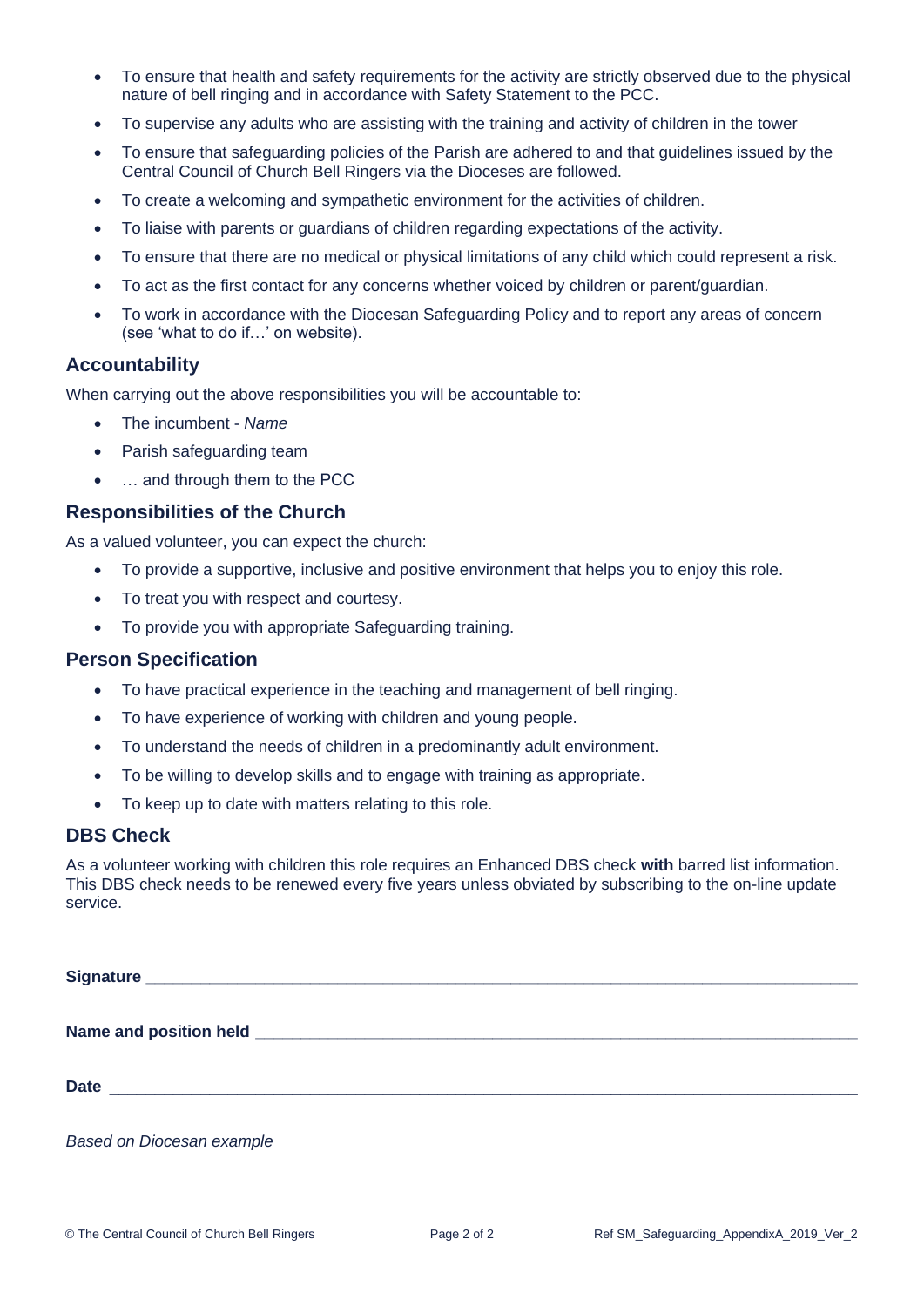- To ensure that health and safety requirements for the activity are strictly observed due to the physical nature of bell ringing and in accordance with Safety Statement to the PCC.
- To supervise any adults who are assisting with the training and activity of children in the tower
- To ensure that safeguarding policies of the Parish are adhered to and that guidelines issued by the Central Council of Church Bell Ringers via the Dioceses are followed.
- To create a welcoming and sympathetic environment for the activities of children.
- To liaise with parents or guardians of children regarding expectations of the activity.
- To ensure that there are no medical or physical limitations of any child which could represent a risk.
- To act as the first contact for any concerns whether voiced by children or parent/guardian.
- To work in accordance with the Diocesan Safeguarding Policy and to report any areas of concern (see 'what to do if…' on website).

## Accountability

When carrying out the above responsibilities you will be accountable to:

- The incumbent - *Name*
- Parish safeguarding team
- … and through them to the PCC

## Responsibilities of the Church

As a valued volunteer, you can expect the church:

- To provide a supportive, inclusive and positive environment that helps you to enjoy this role.
- To treat you with respect and courtesy.
- To provide you with appropriate Safeguarding training.

## Person Specification

- To have practical experience in the teaching and management of bell ringing.
- To have experience of working with children and young people.
- To understand the needs of children in a predominantly adult environment.
- To be willing to develop skills and to engage with training as appropriate.
- To keep up to date with matters relating to this role.

## DBS Check

As a volunteer working with children this role requires an Enhanced DBS check **with** barred list information. This DBS check needs to be renewed every five years unless obviated by subscribing to the on-line update service.

**Signature** ____________________________________________

**Name and position held** ____________________________________________

**Date** ____________________________________________

*Based on Diocesan example*

© The Central Council of Church Bell Ringers    Ref SM_Safeguarding_AppendixA_2019_Ver_2